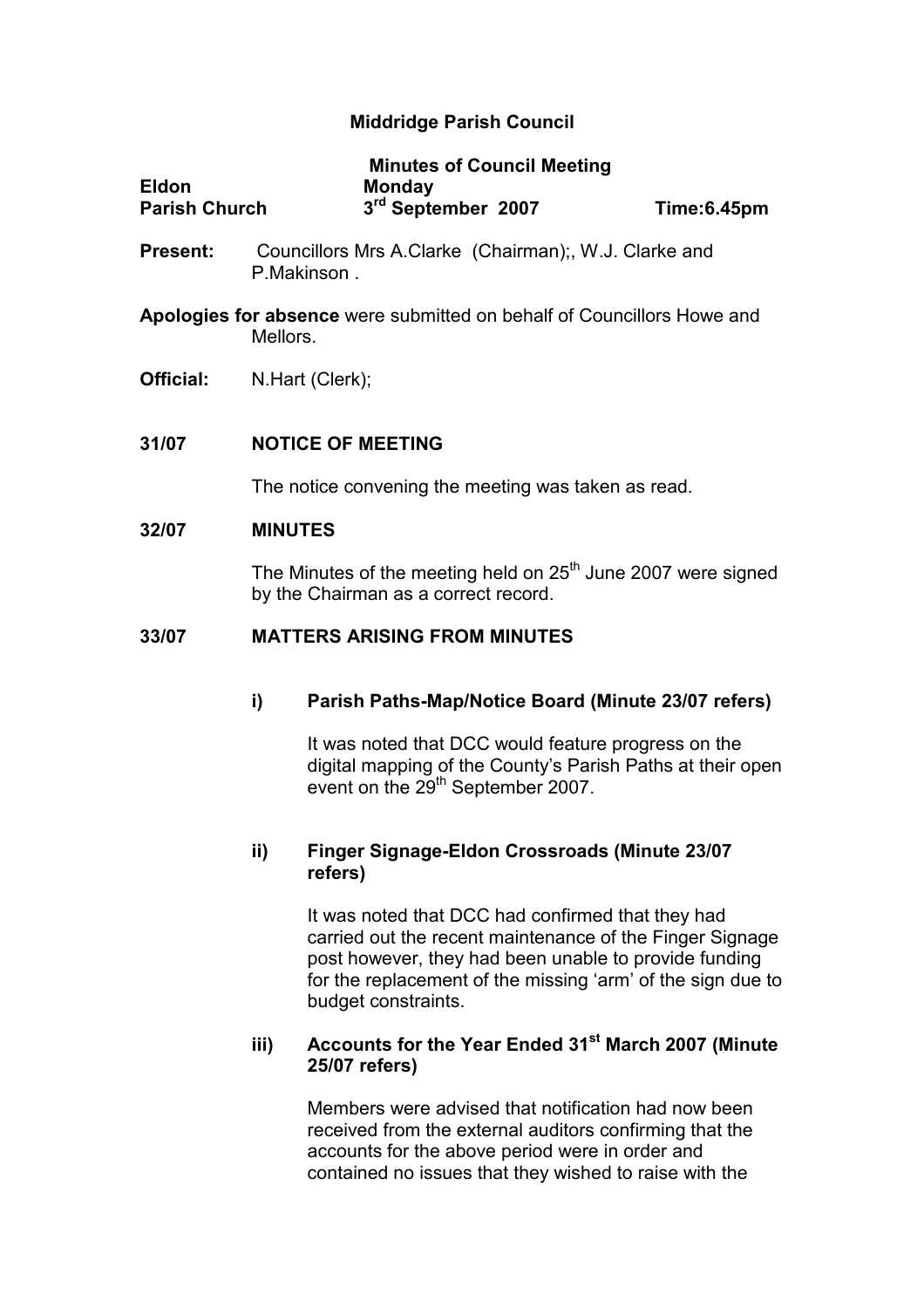# Middridge Parish Council

**Minutes of Council Meeting**

| **Eldon** | **Monday** | |
|---|---|---|
| **Parish Church** | **3rd September 2007** | **Time:6.45pm** |

**Present:** Councillors Mrs A.Clarke (Chairman);, W.J. Clarke and P.Makinson .

**Apologies for absence** were submitted on behalf of Councillors Howe and Mellors.

**Official:** N.Hart (Clerk);

## 31/07 NOTICE OF MEETING

The notice convening the meeting was taken as read.

## 32/07 MINUTES

The Minutes of the meeting held on 25th June 2007 were signed by the Chairman as a correct record.

## 33/07 MATTERS ARISING FROM MINUTES

### i) Parish Paths-Map/Notice Board (Minute 23/07 refers)

It was noted that DCC would feature progress on the digital mapping of the County's Parish Paths at their open event on the 29th September 2007.

### ii) Finger Signage-Eldon Crossroads (Minute 23/07 refers)

It was noted that DCC had confirmed that they had carried out the recent maintenance of the Finger Signage post however, they had been unable to provide funding for the replacement of the missing 'arm' of the sign due to budget constraints.

### iii) Accounts for the Year Ended 31st March 2007 (Minute 25/07 refers)

Members were advised that notification had now been received from the external auditors confirming that the accounts for the above period were in order and contained no issues that they wished to raise with the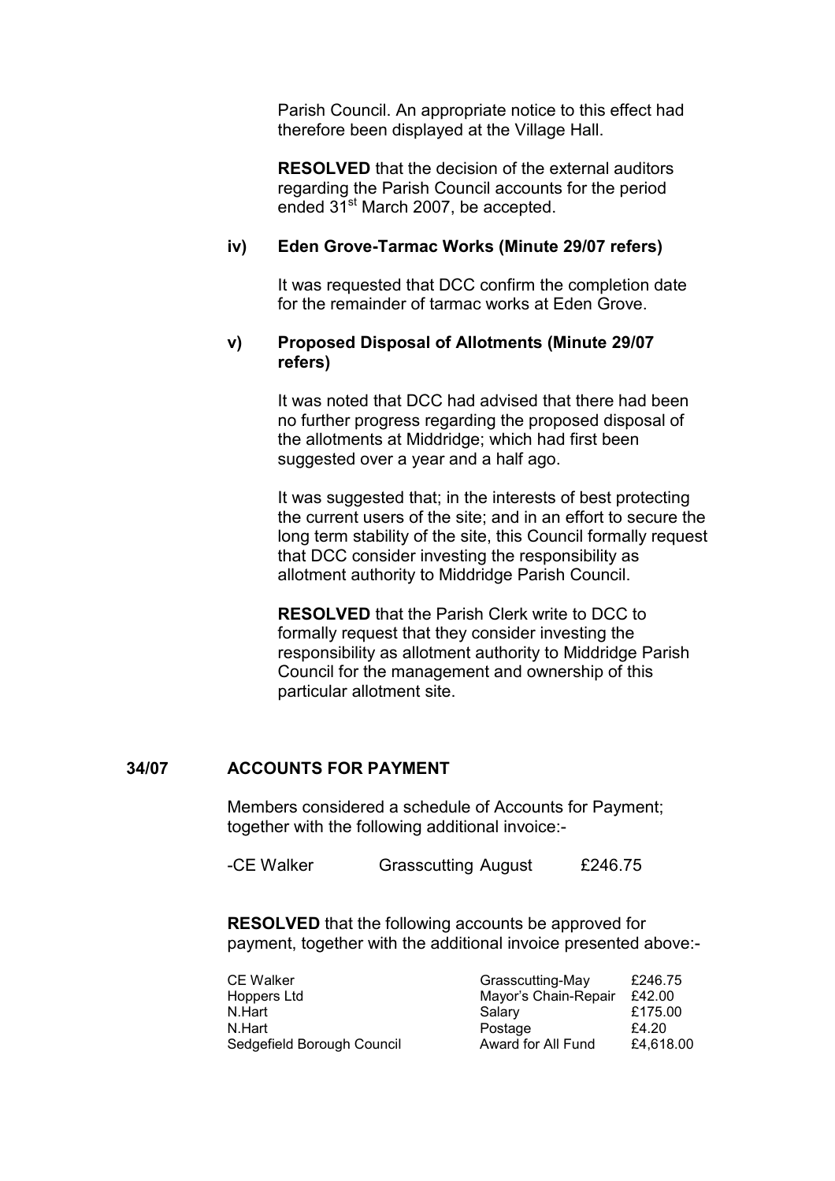Parish Council. An appropriate notice to this effect had therefore been displayed at the Village Hall.

**RESOLVED** that the decision of the external auditors regarding the Parish Council accounts for the period ended 31st March 2007, be accepted.

**iv) Eden Grove-Tarmac Works (Minute 29/07 refers)**

It was requested that DCC confirm the completion date for the remainder of tarmac works at Eden Grove.

**v) Proposed Disposal of Allotments (Minute 29/07 refers)**

It was noted that DCC had advised that there had been no further progress regarding the proposed disposal of the allotments at Middridge; which had first been suggested over a year and a half ago.

It was suggested that; in the interests of best protecting the current users of the site; and in an effort to secure the long term stability of the site, this Council formally request that DCC consider investing the responsibility as allotment authority to Middridge Parish Council.

**RESOLVED** that the Parish Clerk write to DCC to formally request that they consider investing the responsibility as allotment authority to Middridge Parish Council for the management and ownership of this particular allotment site.

## 34/07 ACCOUNTS FOR PAYMENT

Members considered a schedule of Accounts for Payment; together with the following additional invoice:-

-CE Walker Grasscutting August £246.75

**RESOLVED** that the following accounts be approved for payment, together with the additional invoice presented above:-

| | | |
|---|---|---|
| CE Walker | Grasscutting-May | £246.75 |
| Hoppers Ltd | Mayor's Chain-Repair | £42.00 |
| N.Hart | Salary | £175.00 |
| N.Hart | Postage | £4.20 |
| Sedgefield Borough Council | Award for All Fund | £4,618.00 |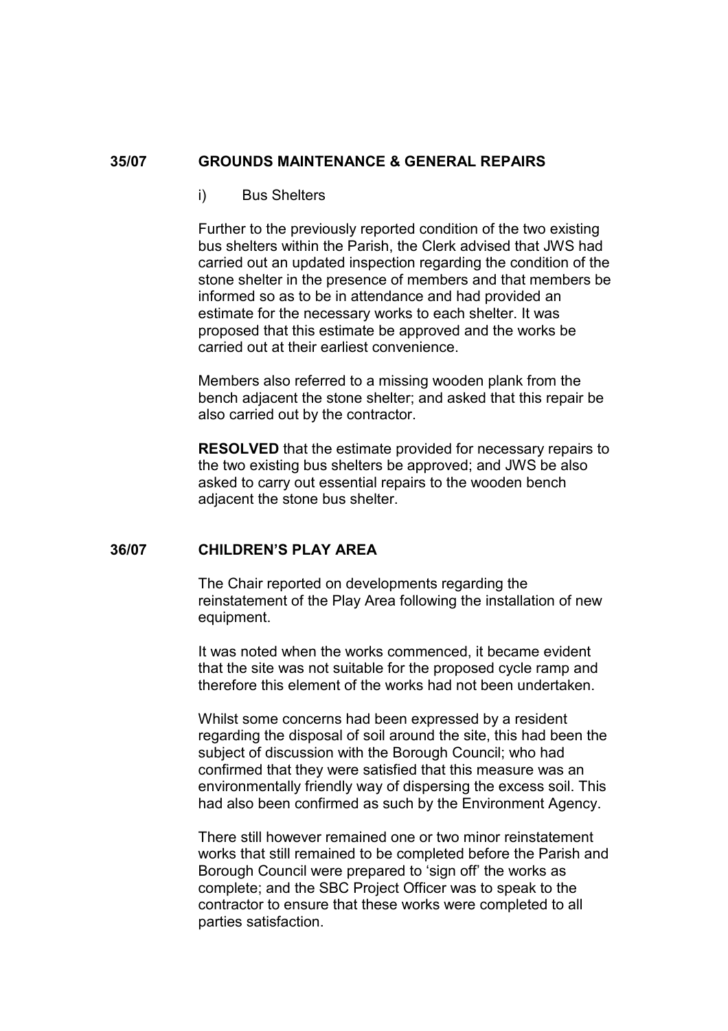## 35/07 GROUNDS MAINTENANCE & GENERAL REPAIRS

i) Bus Shelters

Further to the previously reported condition of the two existing bus shelters within the Parish, the Clerk advised that JWS had carried out an updated inspection regarding the condition of the stone shelter in the presence of members and that members be informed so as to be in attendance and had provided an estimate for the necessary works to each shelter. It was proposed that this estimate be approved and the works be carried out at their earliest convenience.

Members also referred to a missing wooden plank from the bench adjacent the stone shelter; and asked that this repair be also carried out by the contractor.

**RESOLVED** that the estimate provided for necessary repairs to the two existing bus shelters be approved; and JWS be also asked to carry out essential repairs to the wooden bench adjacent the stone bus shelter.

## 36/07 CHILDREN'S PLAY AREA

The Chair reported on developments regarding the reinstatement of the Play Area following the installation of new equipment.

It was noted when the works commenced, it became evident that the site was not suitable for the proposed cycle ramp and therefore this element of the works had not been undertaken.

Whilst some concerns had been expressed by a resident regarding the disposal of soil around the site, this had been the subject of discussion with the Borough Council; who had confirmed that they were satisfied that this measure was an environmentally friendly way of dispersing the excess soil. This had also been confirmed as such by the Environment Agency.

There still however remained one or two minor reinstatement works that still remained to be completed before the Parish and Borough Council were prepared to 'sign off' the works as complete; and the SBC Project Officer was to speak to the contractor to ensure that these works were completed to all parties satisfaction.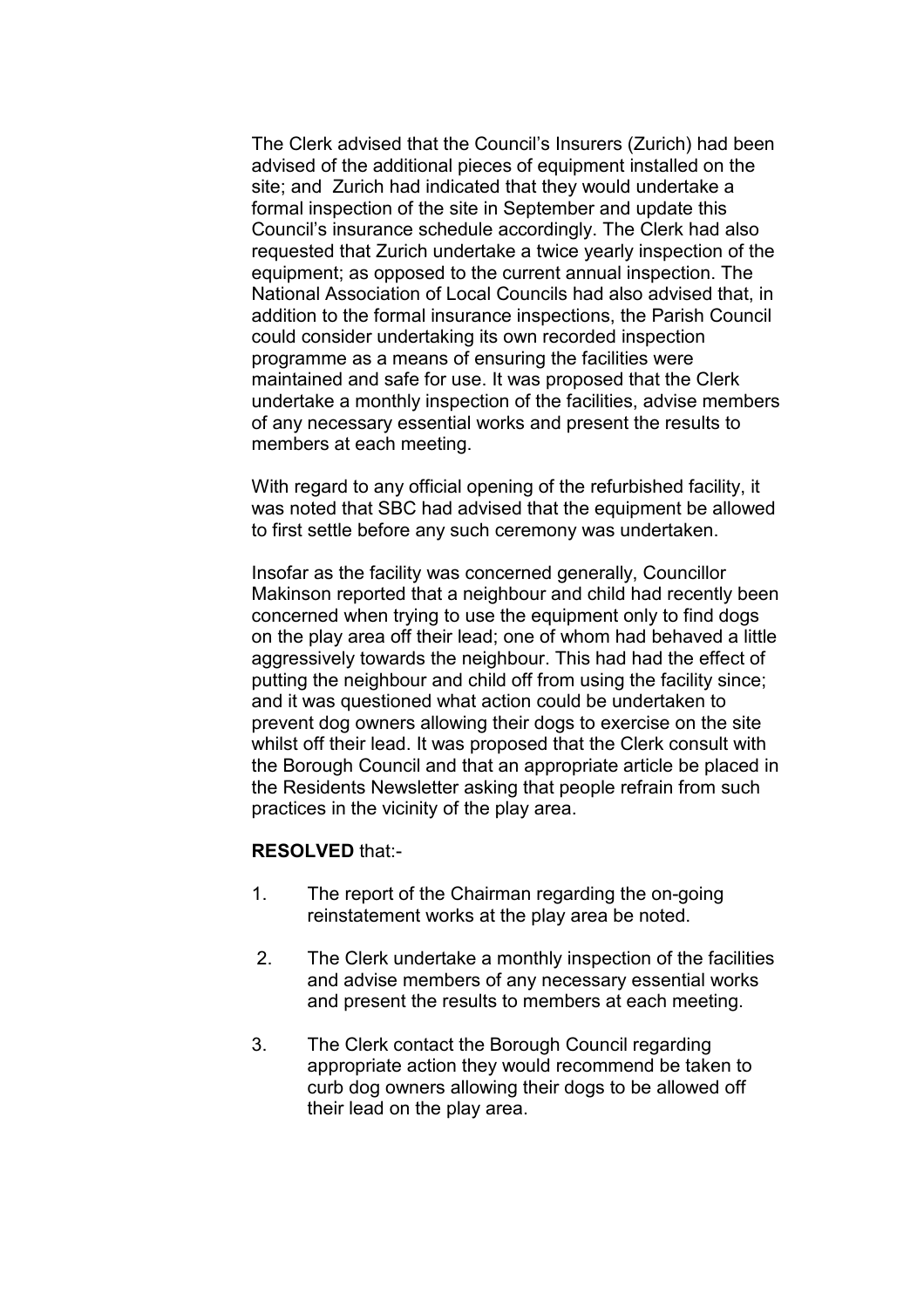The Clerk advised that the Council's Insurers (Zurich) had been advised of the additional pieces of equipment installed on the site; and Zurich had indicated that they would undertake a formal inspection of the site in September and update this Council's insurance schedule accordingly. The Clerk had also requested that Zurich undertake a twice yearly inspection of the equipment; as opposed to the current annual inspection. The National Association of Local Councils had also advised that, in addition to the formal insurance inspections, the Parish Council could consider undertaking its own recorded inspection programme as a means of ensuring the facilities were maintained and safe for use. It was proposed that the Clerk undertake a monthly inspection of the facilities, advise members of any necessary essential works and present the results to members at each meeting.

With regard to any official opening of the refurbished facility, it was noted that SBC had advised that the equipment be allowed to first settle before any such ceremony was undertaken.

Insofar as the facility was concerned generally, Councillor Makinson reported that a neighbour and child had recently been concerned when trying to use the equipment only to find dogs on the play area off their lead; one of whom had behaved a little aggressively towards the neighbour. This had had the effect of putting the neighbour and child off from using the facility since; and it was questioned what action could be undertaken to prevent dog owners allowing their dogs to exercise on the site whilst off their lead. It was proposed that the Clerk consult with the Borough Council and that an appropriate article be placed in the Residents Newsletter asking that people refrain from such practices in the vicinity of the play area.

**RESOLVED** that:-

1. The report of the Chairman regarding the on-going reinstatement works at the play area be noted.

2. The Clerk undertake a monthly inspection of the facilities and advise members of any necessary essential works and present the results to members at each meeting.

3. The Clerk contact the Borough Council regarding appropriate action they would recommend be taken to curb dog owners allowing their dogs to be allowed off their lead on the play area.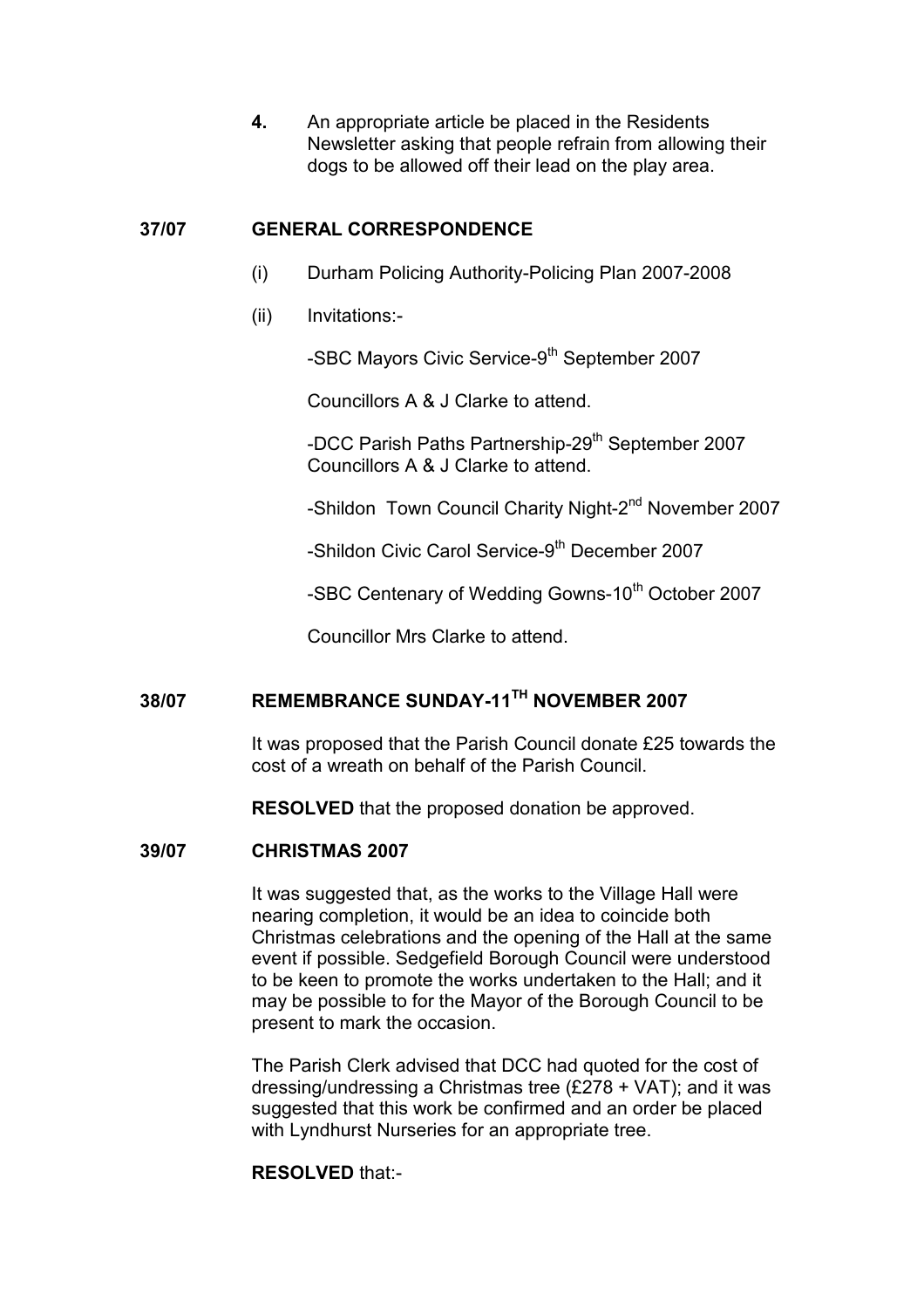**4.** An appropriate article be placed in the Residents Newsletter asking that people refrain from allowing their dogs to be allowed off their lead on the play area.

## 37/07 GENERAL CORRESPONDENCE

(i) Durham Policing Authority-Policing Plan 2007-2008

(ii) Invitations:-

-SBC Mayors Civic Service-9th September 2007

Councillors A & J Clarke to attend.

-DCC Parish Paths Partnership-29th September 2007
Councillors A & J Clarke to attend.

-Shildon Town Council Charity Night-2nd November 2007

-Shildon Civic Carol Service-9th December 2007

-SBC Centenary of Wedding Gowns-10th October 2007

Councillor Mrs Clarke to attend.

## 38/07 REMEMBRANCE SUNDAY-11TH NOVEMBER 2007

It was proposed that the Parish Council donate £25 towards the cost of a wreath on behalf of the Parish Council.

**RESOLVED** that the proposed donation be approved.

## 39/07 CHRISTMAS 2007

It was suggested that, as the works to the Village Hall were nearing completion, it would be an idea to coincide both Christmas celebrations and the opening of the Hall at the same event if possible. Sedgefield Borough Council were understood to be keen to promote the works undertaken to the Hall; and it may be possible to for the Mayor of the Borough Council to be present to mark the occasion.

The Parish Clerk advised that DCC had quoted for the cost of dressing/undressing a Christmas tree (£278 + VAT); and it was suggested that this work be confirmed and an order be placed with Lyndhurst Nurseries for an appropriate tree.

**RESOLVED** that:-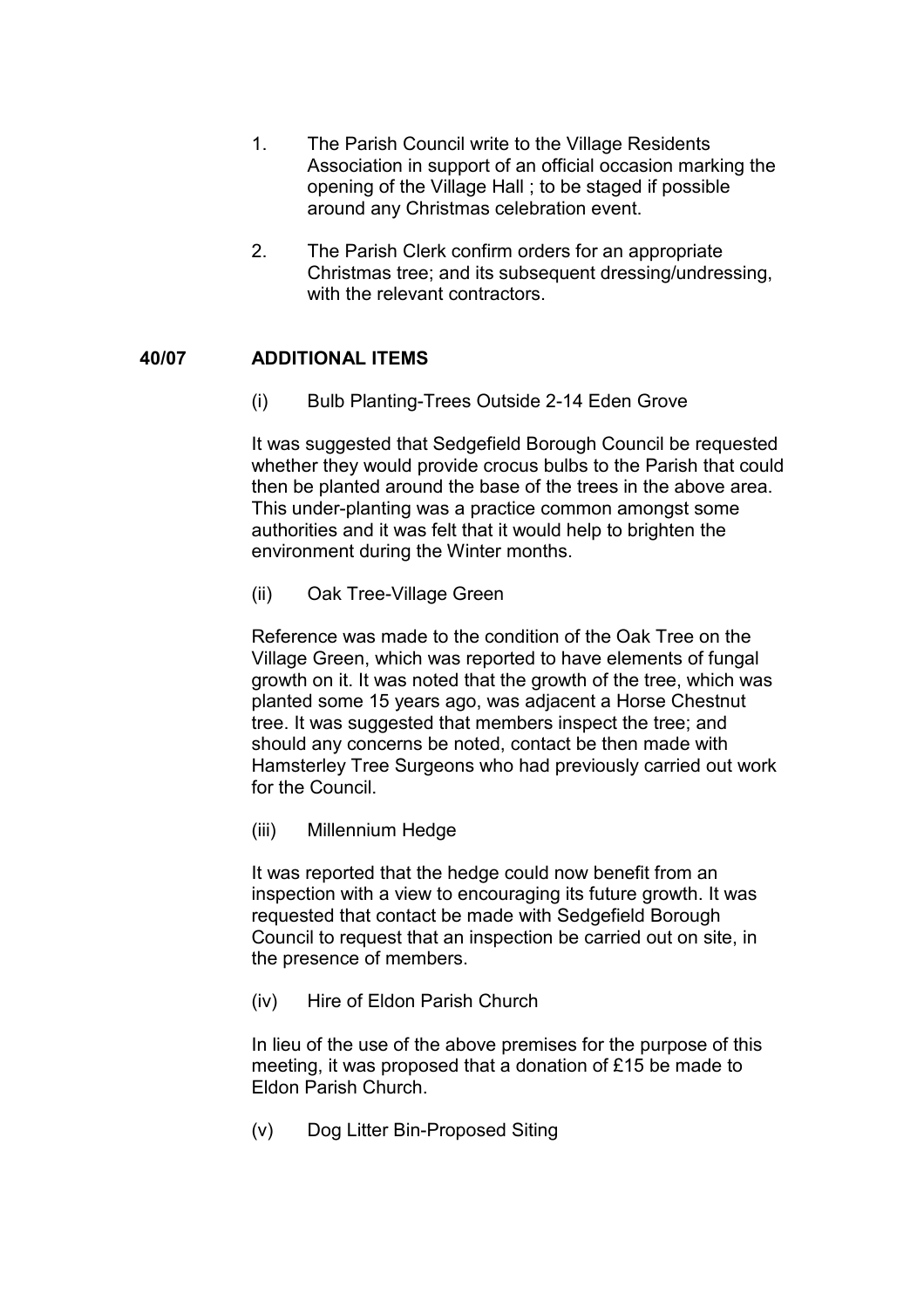1. The Parish Council write to the Village Residents Association in support of an official occasion marking the opening of the Village Hall ; to be staged if possible around any Christmas celebration event.

2. The Parish Clerk confirm orders for an appropriate Christmas tree; and its subsequent dressing/undressing, with the relevant contractors.

## 40/07 ADDITIONAL ITEMS

(i) Bulb Planting-Trees Outside 2-14 Eden Grove

It was suggested that Sedgefield Borough Council be requested whether they would provide crocus bulbs to the Parish that could then be planted around the base of the trees in the above area. This under-planting was a practice common amongst some authorities and it was felt that it would help to brighten the environment during the Winter months.

(ii) Oak Tree-Village Green

Reference was made to the condition of the Oak Tree on the Village Green, which was reported to have elements of fungal growth on it. It was noted that the growth of the tree, which was planted some 15 years ago, was adjacent a Horse Chestnut tree. It was suggested that members inspect the tree; and should any concerns be noted, contact be then made with Hamsterley Tree Surgeons who had previously carried out work for the Council.

(iii) Millennium Hedge

It was reported that the hedge could now benefit from an inspection with a view to encouraging its future growth. It was requested that contact be made with Sedgefield Borough Council to request that an inspection be carried out on site, in the presence of members.

(iv) Hire of Eldon Parish Church

In lieu of the use of the above premises for the purpose of this meeting, it was proposed that a donation of £15 be made to Eldon Parish Church.

(v) Dog Litter Bin-Proposed Siting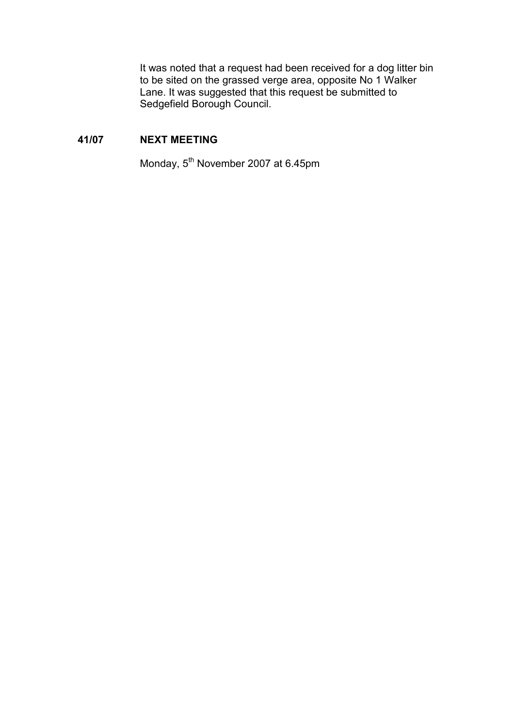It was noted that a request had been received for a dog litter bin to be sited on the grassed verge area, opposite No 1 Walker Lane. It was suggested that this request be submitted to Sedgefield Borough Council.

**41/07 NEXT MEETING**

Monday, 5th November 2007 at 6.45pm